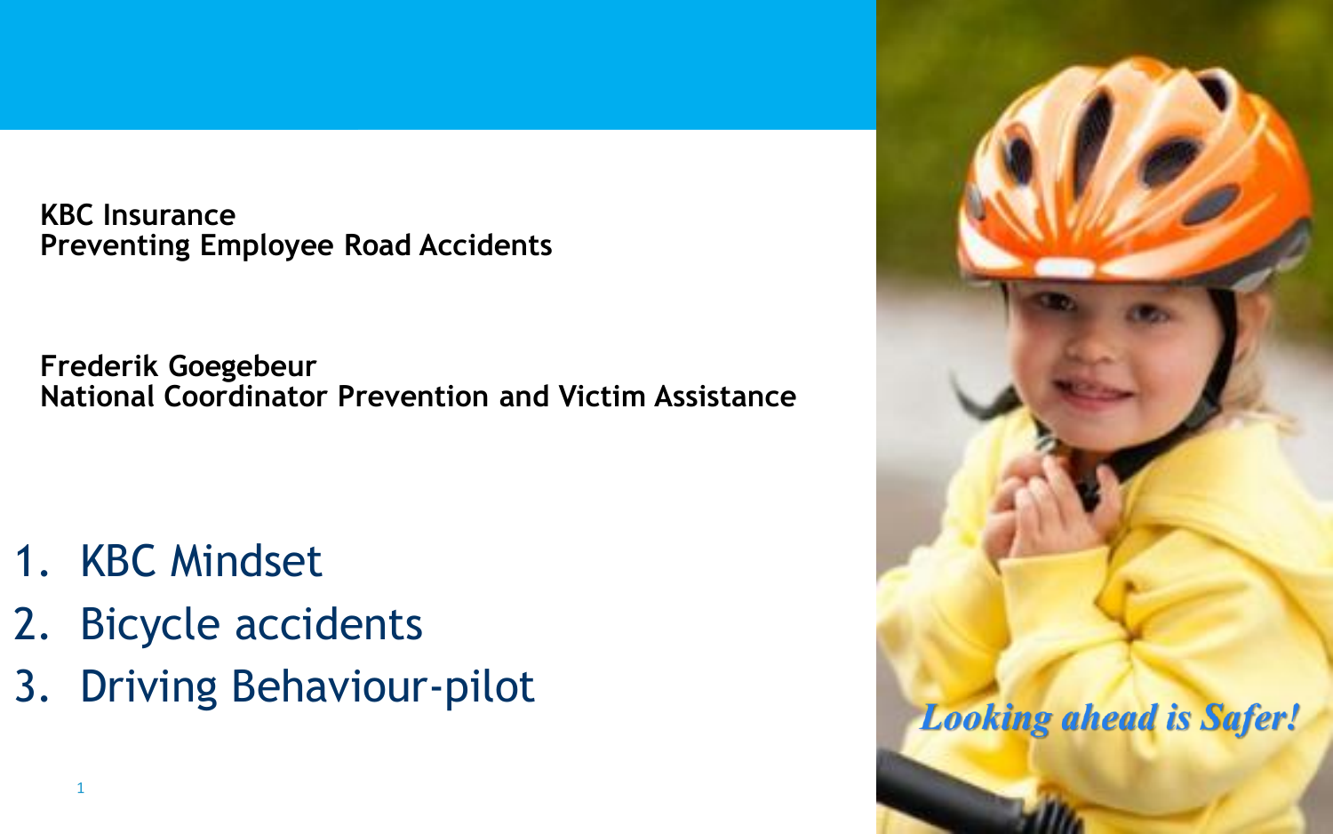**KBC Insurance**
**Preventing Employee Road Accidents**

**Frederik Goegebeur**
**National Coordinator Prevention and Victim Assistance**

1. KBC Mindset
2. Bicycle accidents
3. Driving Behaviour-pilot

***Looking ahead is Safer!***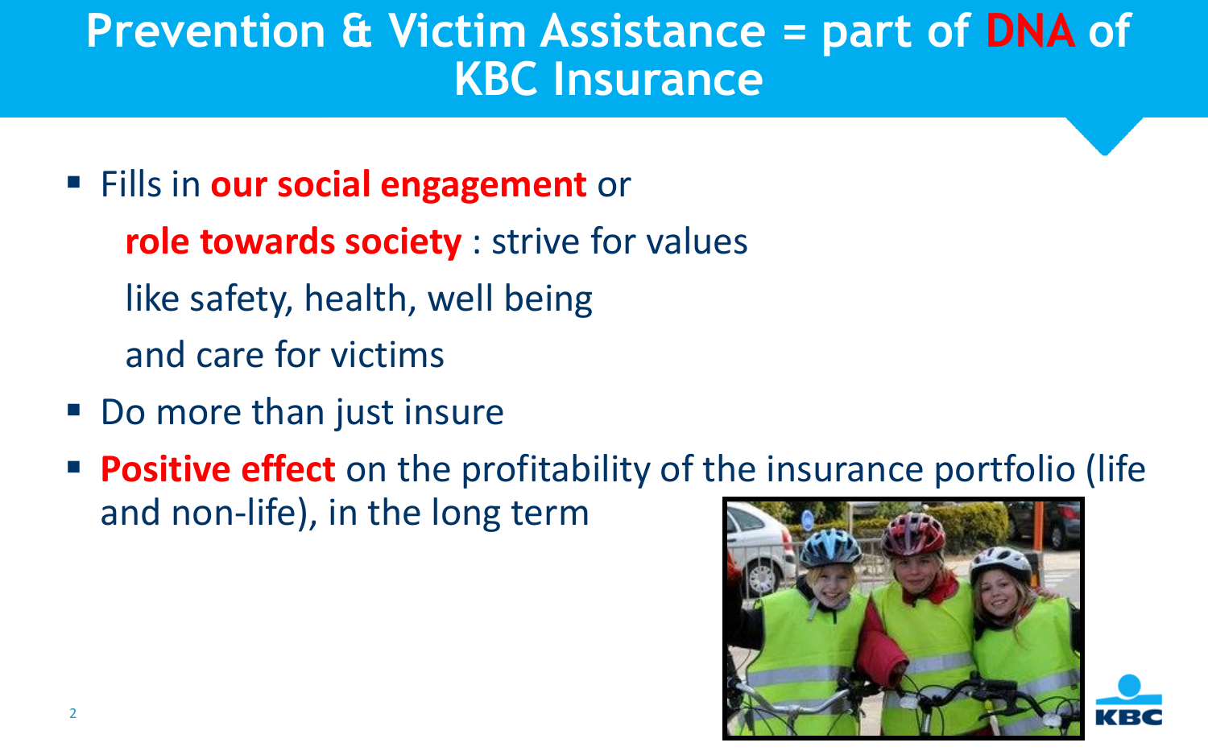# Prevention & Victim Assistance = part of DNA of KBC Insurance

- Fills in **our social engagement** or **role towards society** : strive for values like safety, health, well being and care for victims
- Do more than just insure
- **Positive effect** on the profitability of the insurance portfolio (life and non-life), in the long term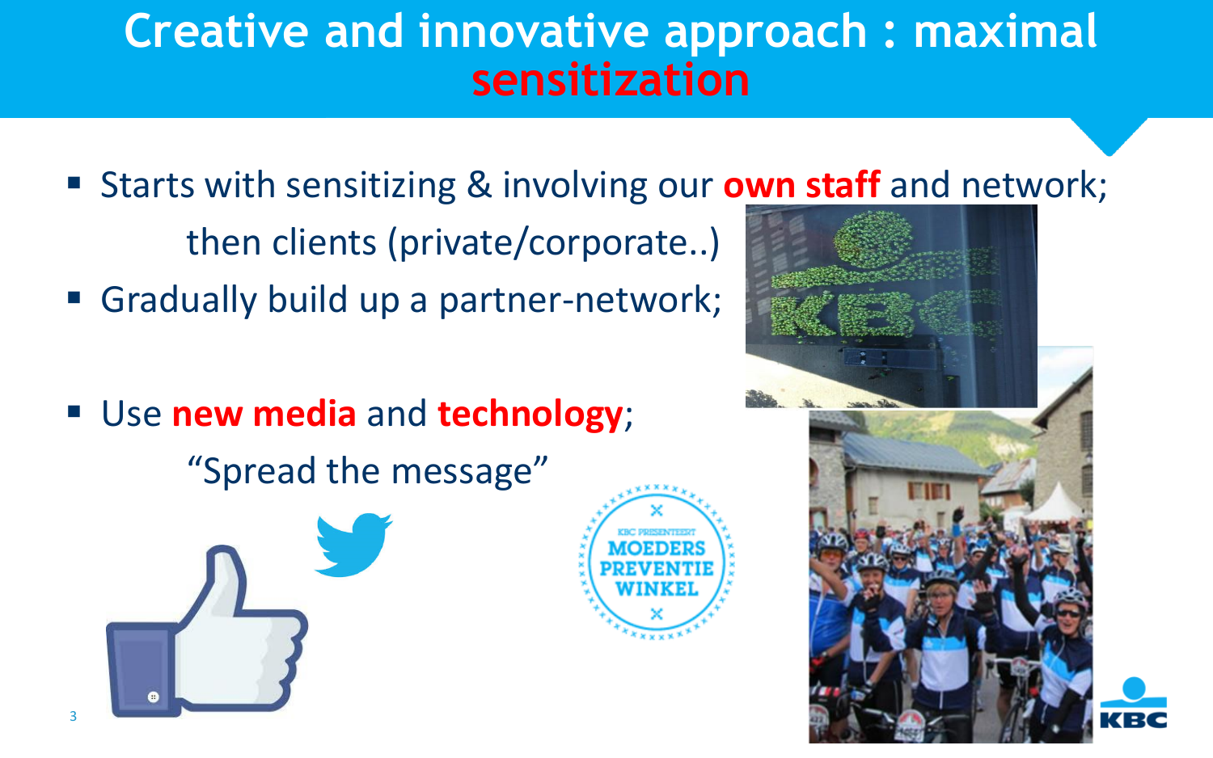# Creative and innovative approach : maximal sensitization

- Starts with sensitizing & involving our **own staff** and network; then clients (private/corporate..)
- Gradually build up a partner-network;
- Use **new media** and **technology**; "Spread the message"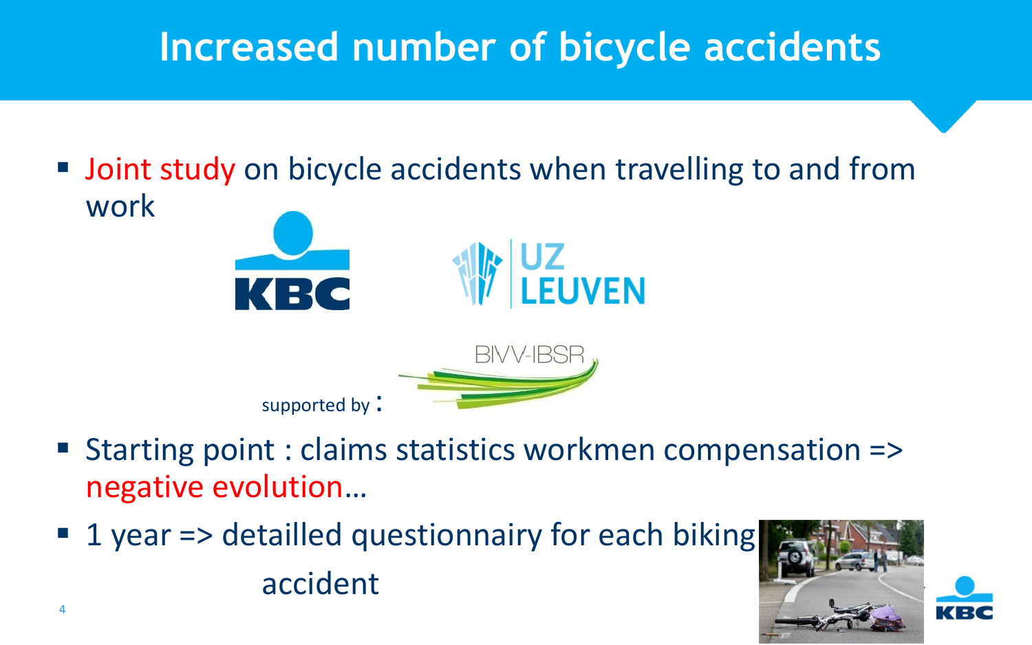# Increased number of bicycle accidents

- Joint study on bicycle accidents when travelling to and from work

supported by :

- Starting point : claims statistics workmen compensation => negative evolution…
- 1 year => detailled questionnairy for each biking accident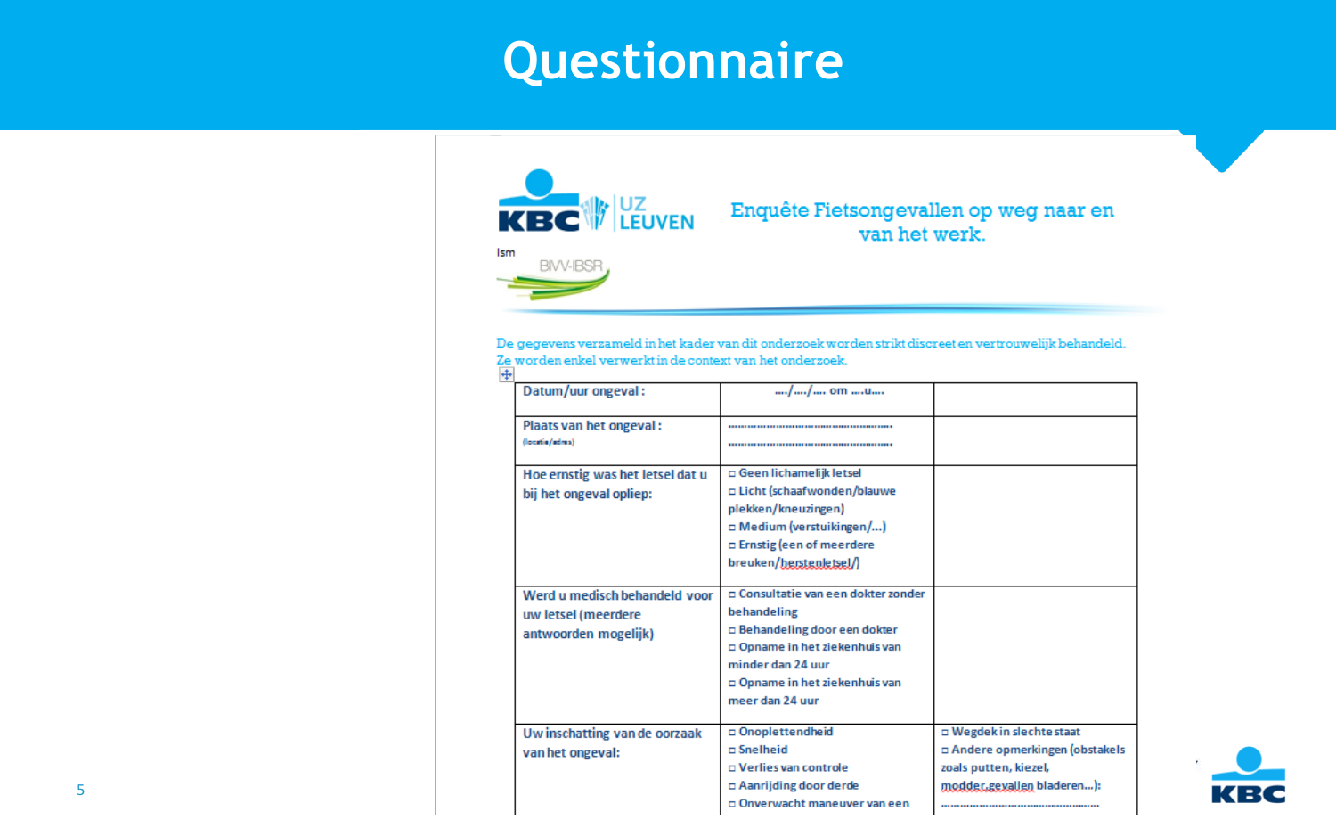# Questionnaire

KBC | UZ LEUVEN

Ism

BIVV-IBSR

## Enquête Fietsongevallen op weg naar en van het werk.

De gegevens verzameld in het kader van dit onderzoek worden strikt discreet en vertrouwelijk behandeld. Ze worden enkel verwerkt in de context van het onderzoek.

| | | |
|---|---|---|
| Datum/uur ongeval : | ..../..../.... om ....u.... | |
| Plaats van het ongeval : (locatie/adres) | ................................................ ................................................ | |
| Hoe ernstig was het letsel dat u bij het ongeval opliep: | □ Geen lichamelijk letsel<br>□ Licht (schaafwonden/blauwe plekken/kneuzingen)<br>□ Medium (verstuikingen/...)<br>□ Ernstig (een of meerdere breuken/herstenletsel/) | |
| Werd u medisch behandeld voor uw letsel (meerdere antwoorden mogelijk) | □ Consultatie van een dokter zonder behandeling<br>□ Behandeling door een dokter<br>□ Opname in het ziekenhuis van minder dan 24 uur<br>□ Opname in het ziekenhuis van meer dan 24 uur | |
| Uw inschatting van de oorzaak van het ongeval: | □ Onoplettendheid<br>□ Snelheid<br>□ Verlies van controle<br>□ Aanrijding door derde<br>□ Onverwacht maneuver van een | □ Wegdek in slechte staat<br>□ Andere opmerkingen (obstakels zoals putten, kiezel, modder, gevallen bladeren...):<br>................................................ |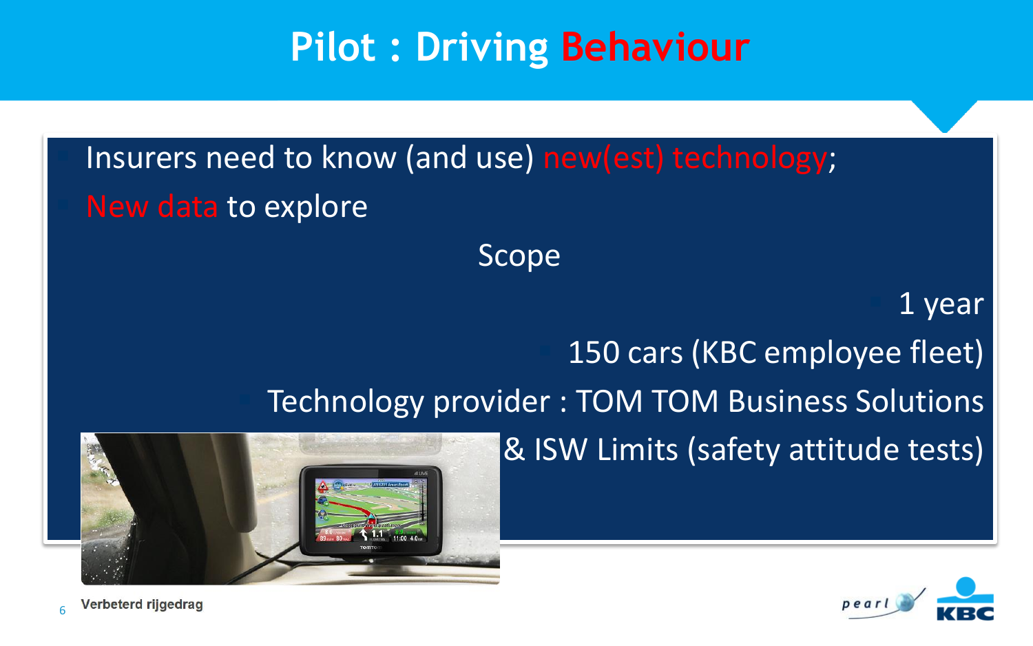# Pilot : Driving Behaviour

- Insurers need to know (and use) new(est) technology;
- New data to explore

Scope

- 1 year
- 150 cars (KBC employee fleet)
- Technology provider : TOM TOM Business Solutions & ISW Limits (safety attitude tests)

Verbeterd rijgedrag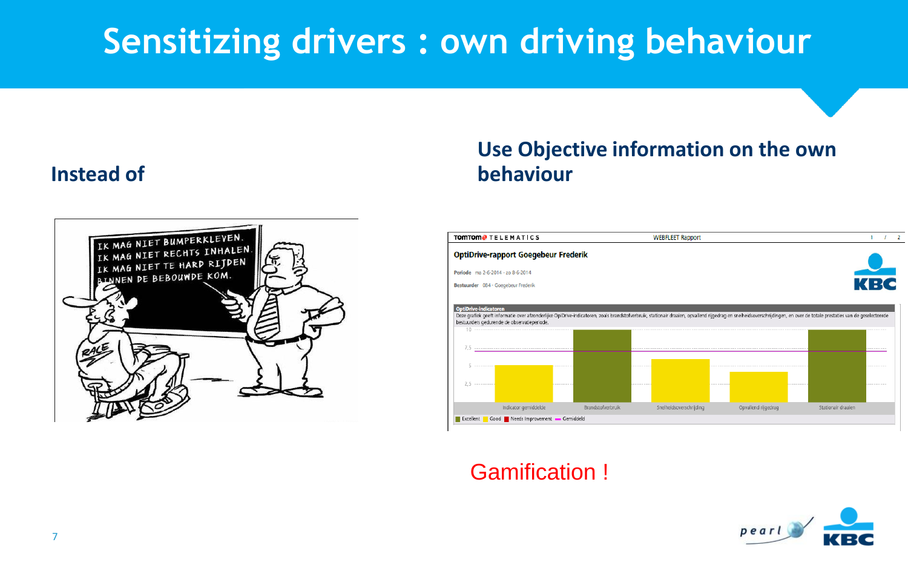# Sensitizing drivers : own driving behaviour

**Instead of**

**Use Objective information on the own behaviour**

Gamification !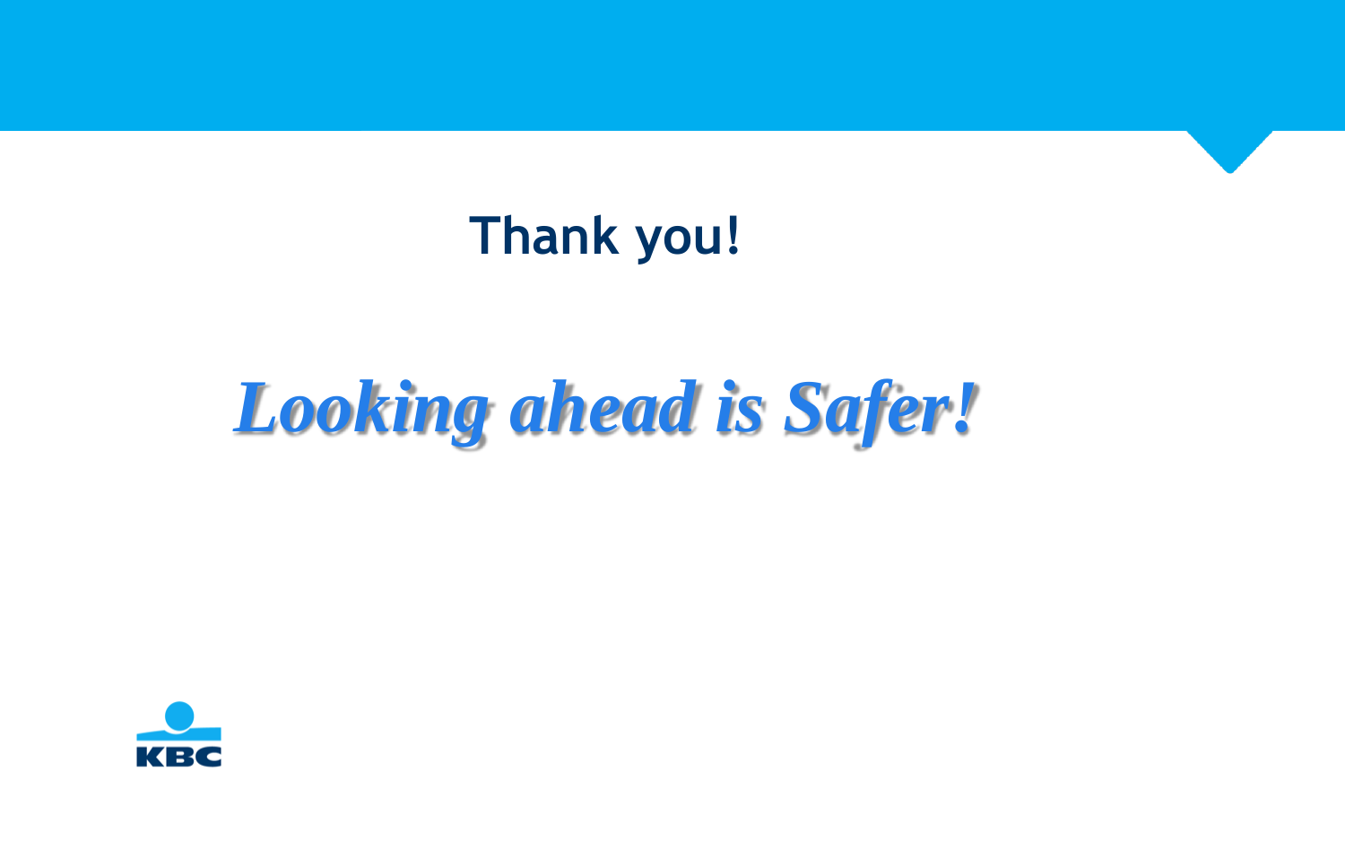# Thank you!

***Looking ahead is Safer!***

KBC